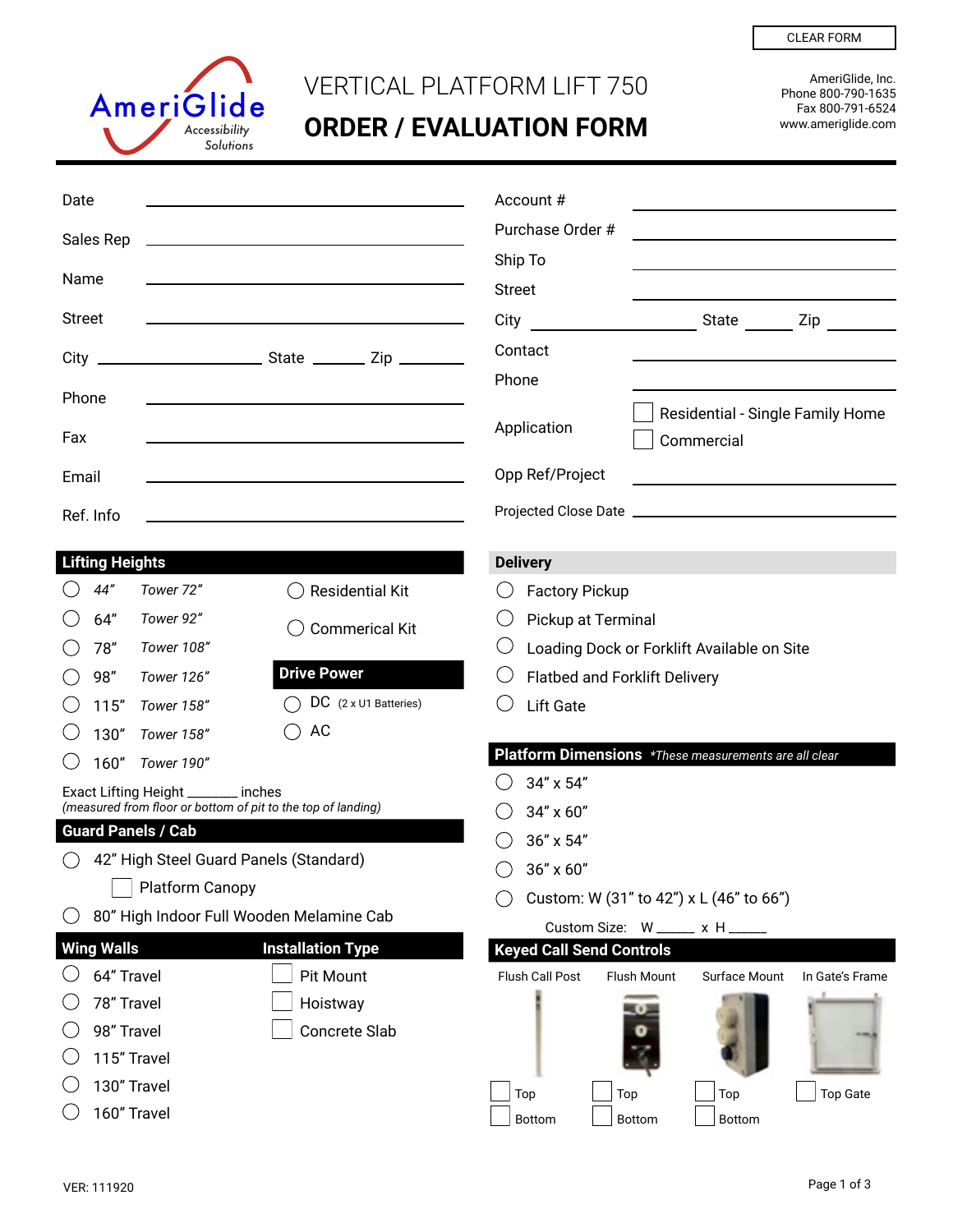CLEAR FORM

AmeriGlide Accessibility Solutions

# VERTICAL PLATFORM LIFT 750
# ORDER / EVALUATION FORM

AmeriGlide, Inc.
Phone 800-790-1635
Fax 800-791-6524
www.ameriglide.com

Date ______________________

Sales Rep ______________________

Name ______________________

Street ______________________

City ______________ State ______ Zip ______

Phone ______________________

Fax ______________________

Email ______________________

Ref. Info ______________________

Account # ______________________

Purchase Order # ______________________

Ship To ______________________

Street ______________________

City ______________ State ______ Zip ______

Contact ______________________

Phone ______________________

Application
- ☐ Residential - Single Family Home
- ☐ Commercial

Opp Ref/Project ______________________

Projected Close Date ______________________

## Lifting Heights

- ◯ *44” Tower 72”*
- ◯ 64” *Tower 92”*
- ◯ 78” *Tower 108”*
- ◯ 98” *Tower 126”*
- ◯ 115” *Tower 158”*
- ◯ 130” *Tower 158”*
- ◯ 160” *Tower 190”*

- ◯ Residential Kit
- ◯ Commerical Kit

## Drive Power

- ◯ DC (2 x U1 Batteries)
- ◯ AC

Exact Lifting Height _______ inches
*(measured from floor or bottom of pit to the top of landing)*

## Guard Panels / Cab

- ◯ 42” High Steel Guard Panels (Standard)
  - ☐ Platform Canopy
- ◯ 80” High Indoor Full Wooden Melamine Cab

## Wing Walls

- ◯ 64” Travel
- ◯ 78” Travel
- ◯ 98” Travel
- ◯ 115” Travel
- ◯ 130” Travel
- ◯ 160” Travel

## Installation Type

- ☐ Pit Mount
- ☐ Hoistway
- ☐ Concrete Slab

## Delivery

- ◯ Factory Pickup
- ◯ Pickup at Terminal
- ◯ Loading Dock or Forklift Available on Site
- ◯ Flatbed and Forklift Delivery
- ◯ Lift Gate

## Platform Dimensions *\*These measurements are all clear*

- ◯ 34” x 54”
- ◯ 34” x 60”
- ◯ 36” x 54”
- ◯ 36” x 60”
- ◯ Custom: W (31” to 42”) x L (46” to 66”)

Custom Size: W _____ x H _____

## Keyed Call Send Controls

| Flush Call Post | Flush Mount | Surface Mount | In Gate’s Frame |
|---|---|---|---|
| ☐ Top | ☐ Top | ☐ Top | ☐ Top Gate |
| ☐ Bottom | ☐ Bottom | ☐ Bottom | |

VER: 111920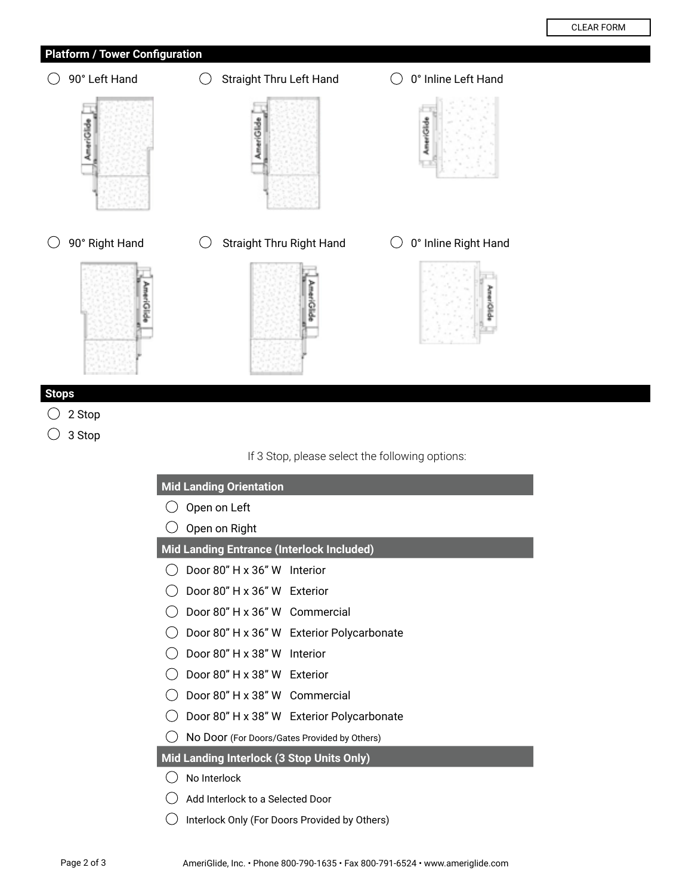CLEAR FORM

## Platform / Tower Configuration

- ◯ 90° Left Hand
- ◯ Straight Thru Left Hand
- ◯ 0° Inline Left Hand
- ◯ 90° Right Hand
- ◯ Straight Thru Right Hand
- ◯ 0° Inline Right Hand

## Stops

- ◯ 2 Stop
- ◯ 3 Stop

If 3 Stop, please select the following options:

### Mid Landing Orientation

- ◯ Open on Left
- ◯ Open on Right

### Mid Landing Entrance (Interlock Included)

- ◯ Door 80” H x 36” W Interior
- ◯ Door 80” H x 36” W Exterior
- ◯ Door 80” H x 36” W Commercial
- ◯ Door 80” H x 36” W Exterior Polycarbonate
- ◯ Door 80” H x 38” W Interior
- ◯ Door 80” H x 38” W Exterior
- ◯ Door 80” H x 38” W Commercial
- ◯ Door 80” H x 38” W Exterior Polycarbonate
- ◯ No Door (For Doors/Gates Provided by Others)

### Mid Landing Interlock (3 Stop Units Only)

- ◯ No Interlock
- ◯ Add Interlock to a Selected Door
- ◯ Interlock Only (For Doors Provided by Others)

AmeriGlide, Inc. • Phone 800-790-1635 • Fax 800-791-6524 • www.ameriglide.com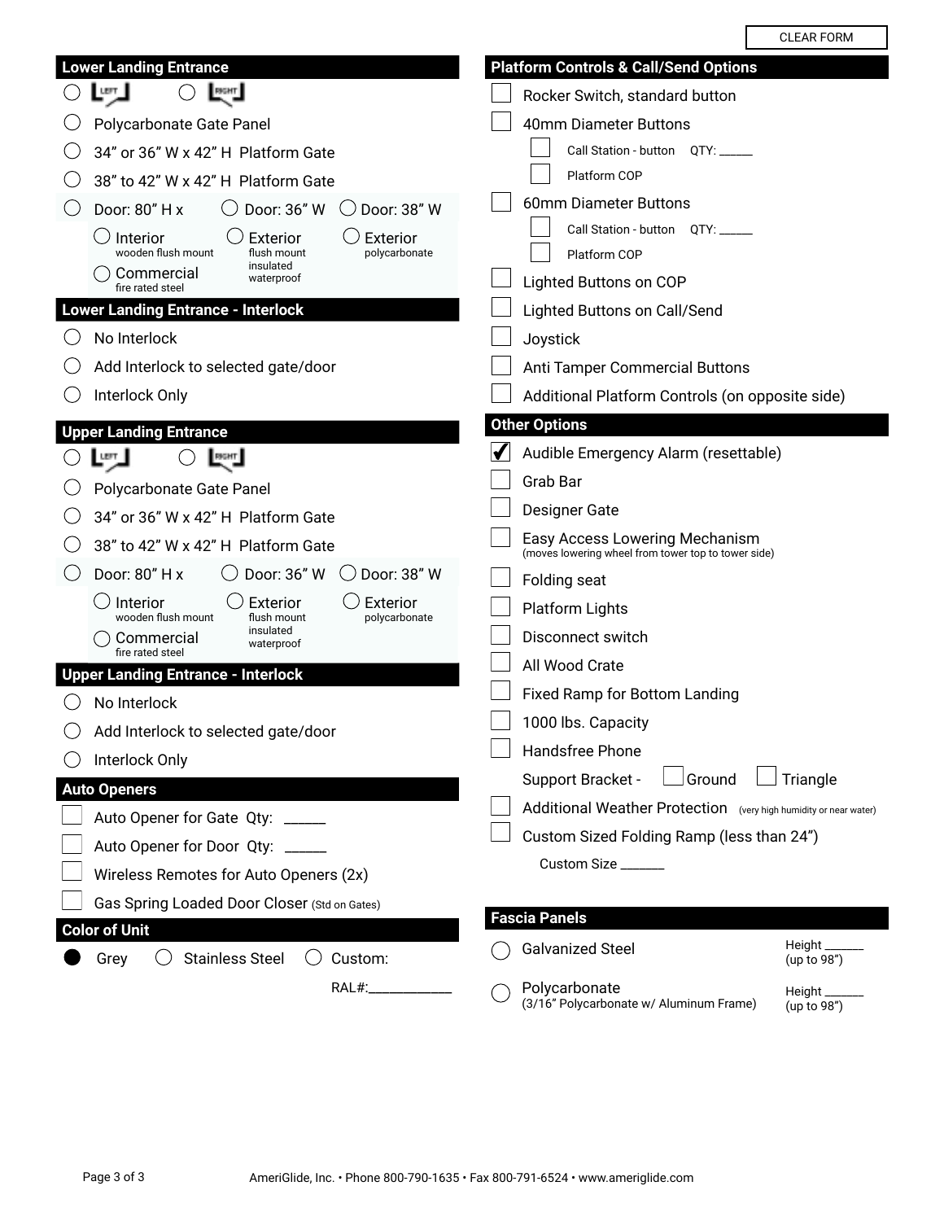CLEAR FORM

## Lower Landing Entrance

- ○ LEFT ○ RIGHT
- ○ Polycarbonate Gate Panel
- ○ 34” or 36” W x 42” H Platform Gate
- ○ 38” to 42” W x 42” H Platform Gate
- ○ Door: 80” H x ○ Door: 36” W ○ Door: 38” W
  - ○ Interior (wooden flush mount) ○ Exterior (flush mount insulated waterproof) ○ Exterior (polycarbonate)
  - ○ Commercial (fire rated steel)

## Lower Landing Entrance - Interlock

- ○ No Interlock
- ○ Add Interlock to selected gate/door
- ○ Interlock Only

## Upper Landing Entrance

- ○ LEFT ○ RIGHT
- ○ Polycarbonate Gate Panel
- ○ 34” or 36” W x 42” H Platform Gate
- ○ 38” to 42” W x 42” H Platform Gate
- ○ Door: 80” H x ○ Door: 36” W ○ Door: 38” W
  - ○ Interior (wooden flush mount) ○ Exterior (flush mount insulated waterproof) ○ Exterior (polycarbonate)
  - ○ Commercial (fire rated steel)

## Upper Landing Entrance - Interlock

- ○ No Interlock
- ○ Add Interlock to selected gate/door
- ○ Interlock Only

## Auto Openers

- ☐ Auto Opener for Gate Qty: ______
- ☐ Auto Opener for Door Qty: ______
- ☐ Wireless Remotes for Auto Openers (2x)
- ☐ Gas Spring Loaded Door Closer (Std on Gates)

## Color of Unit

● Grey ○ Stainless Steel ○ Custom:

RAL#:____________

## Platform Controls & Call/Send Options

- ☐ Rocker Switch, standard button
- ☐ 40mm Diameter Buttons
  - ☐ Call Station - button QTY: _____
  - ☐ Platform COP
- ☐ 60mm Diameter Buttons
  - ☐ Call Station - button QTY: _____
  - ☐ Platform COP
- ☐ Lighted Buttons on COP
- ☐ Lighted Buttons on Call/Send
- ☐ Joystick
- ☐ Anti Tamper Commercial Buttons
- ☐ Additional Platform Controls (on opposite side)

## Other Options

- ☑ Audible Emergency Alarm (resettable)
- ☐ Grab Bar
- ☐ Designer Gate
- ☐ Easy Access Lowering Mechanism (moves lowering wheel from tower top to tower side)
- ☐ Folding seat
- ☐ Platform Lights
- ☐ Disconnect switch
- ☐ All Wood Crate
- ☐ Fixed Ramp for Bottom Landing
- ☐ 1000 lbs. Capacity
- ☐ Handsfree Phone
- Support Bracket - ☐ Ground ☐ Triangle
- ☐ Additional Weather Protection (very high humidity or near water)
- ☐ Custom Sized Folding Ramp (less than 24”)
  - Custom Size ______

## Fascia Panels

- ○ Galvanized Steel — Height ______ (up to 98”)
- ○ Polycarbonate (3/16” Polycarbonate w/ Aluminum Frame) — Height ______ (up to 98”)

AmeriGlide, Inc. • Phone 800-790-1635 • Fax 800-791-6524 • www.ameriglide.com